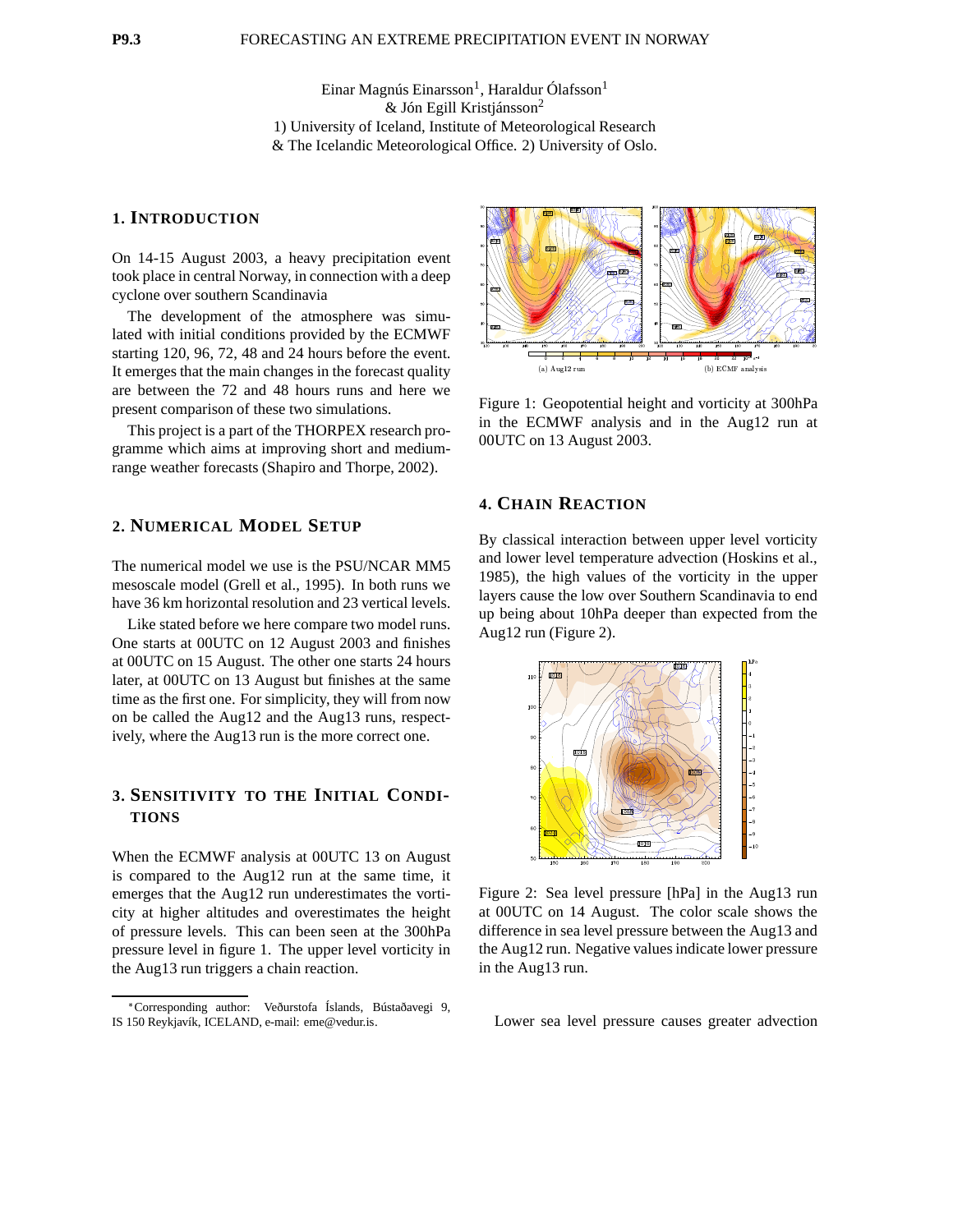**P9.3 FORECASTING AN EXTREME PRECIPITATION EVENT IN NORWAY**

Einar Magnús Einarsson[1], Haraldur Ólafsson[1]
& Jón Egill Kristjánsson[2]
1) University of Iceland, Institute of Meteorological Research
& The Icelandic Meteorological Office. 2) University of Oslo.

## 1. INTRODUCTION

On 14-15 August 2003, a heavy precipitation event took place in central Norway, in connection with a deep cyclone over southern Scandinavia

The development of the atmosphere was simulated with initial conditions provided by the ECMWF starting 120, 96, 72, 48 and 24 hours before the event. It emerges that the main changes in the forecast quality are between the 72 and 48 hours runs and here we present comparison of these two simulations.

This project is a part of the THORPEX research programme which aims at improving short and medium-range weather forecasts (Shapiro and Thorpe, 2002).

## 2. NUMERICAL MODEL SETUP

The numerical model we use is the PSU/NCAR MM5 mesoscale model (Grell et al., 1995). In both runs we have 36 km horizontal resolution and 23 vertical levels.

Like stated before we here compare two model runs. One starts at 00UTC on 12 August 2003 and finishes at 00UTC on 15 August. The other one starts 24 hours later, at 00UTC on 13 August but finishes at the same time as the first one. For simplicity, they will from now on be called the Aug12 and the Aug13 runs, respectively, where the Aug13 run is the more correct one.

## 3. SENSITIVITY TO THE INITIAL CONDITIONS

When the ECMWF analysis at 00UTC 13 on August is compared to the Aug12 run at the same time, it emerges that the Aug12 run underestimates the vorticity at higher altitudes and overestimates the height of pressure levels. This can been seen at the 300hPa pressure level in figure 1. The upper level vorticity in the Aug13 run triggers a chain reaction.

(a) Aug12 run (b) ECMF analysis

Figure 1: Geopotential height and vorticity at 300hPa in the ECMWF analysis and in the Aug12 run at 00UTC on 13 August 2003.

## 4. CHAIN REACTION

By classical interaction between upper level vorticity and lower level temperature advection (Hoskins et al., 1985), the high values of the vorticity in the upper layers cause the low over Southern Scandinavia to end up being about 10hPa deeper than expected from the Aug12 run (Figure 2).

Figure 2: Sea level pressure [hPa] in the Aug13 run at 00UTC on 14 August. The color scale shows the difference in sea level pressure between the Aug13 and the Aug12 run. Negative values indicate lower pressure in the Aug13 run.

Lower sea level pressure causes greater advection

*Corresponding author: Veðurstofa Íslands, Bústaðavegi 9, IS 150 Reykjavík, ICELAND, e-mail: eme@vedur.is.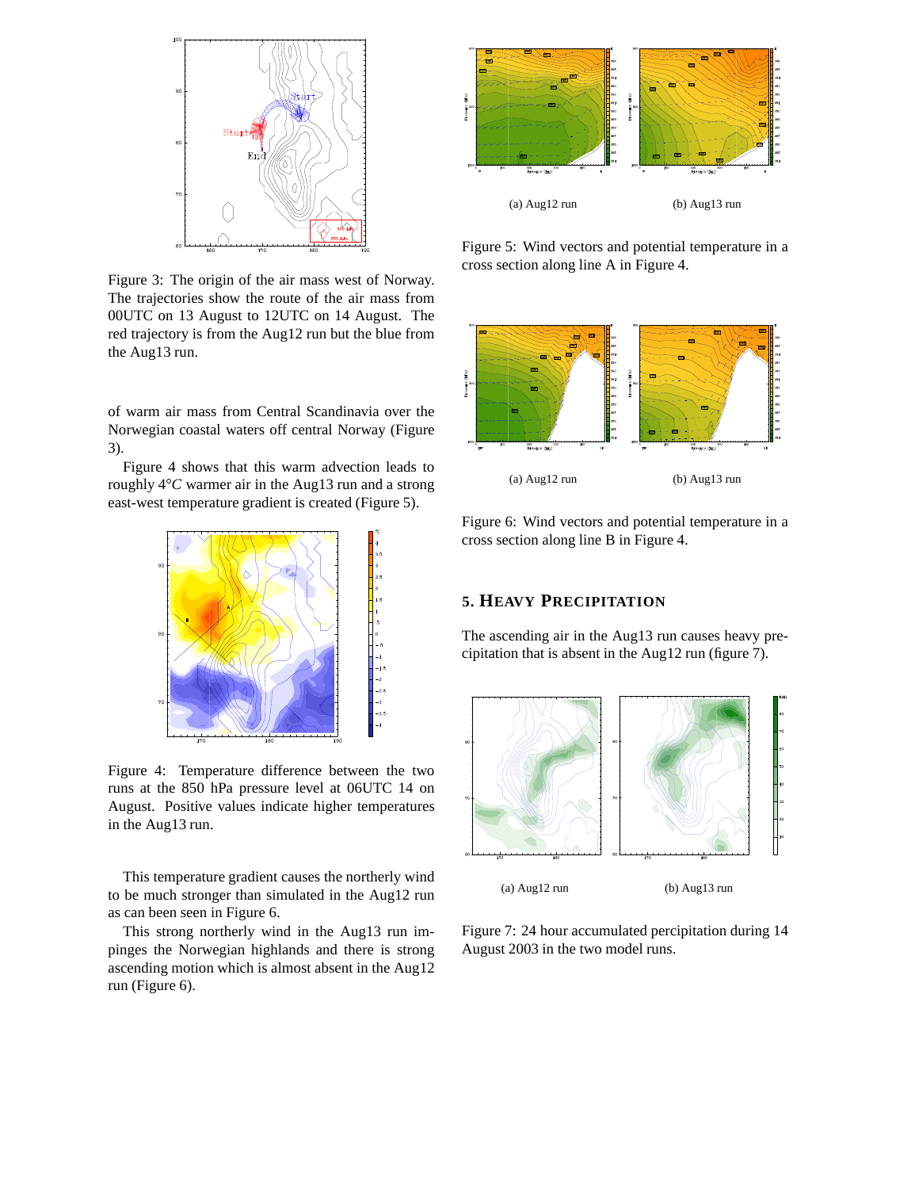Figure 3: The origin of the air mass west of Norway. The trajectories show the route of the air mass from 00UTC on 13 August to 12UTC on 14 August. The red trajectory is from the Aug12 run but the blue from the Aug13 run.

of warm air mass from Central Scandinavia over the Norwegian coastal waters off central Norway (Figure 3).

Figure 4 shows that this warm advection leads to roughly $4°C$ warmer air in the Aug13 run and a strong east-west temperature gradient is created (Figure 5).

Figure 4: Temperature difference between the two runs at the 850 hPa pressure level at 06UTC 14 on August. Positive values indicate higher temperatures in the Aug13 run.

This temperature gradient causes the northerly wind to be much stronger than simulated in the Aug12 run as can been seen in Figure 6.

This strong northerly wind in the Aug13 run impinges the Norwegian highlands and there is strong ascending motion which is almost absent in the Aug12 run (Figure 6).

(a) Aug12 run

(b) Aug13 run

Figure 5: Wind vectors and potential temperature in a cross section along line A in Figure 4.

(a) Aug12 run

(b) Aug13 run

Figure 6: Wind vectors and potential temperature in a cross section along line B in Figure 4.

## 5. Heavy Precipitation

The ascending air in the Aug13 run causes heavy precipitation that is absent in the Aug12 run (figure 7).

(a) Aug12 run

(b) Aug13 run

Figure 7: 24 hour accumulated percipitation during 14 August 2003 in the two model runs.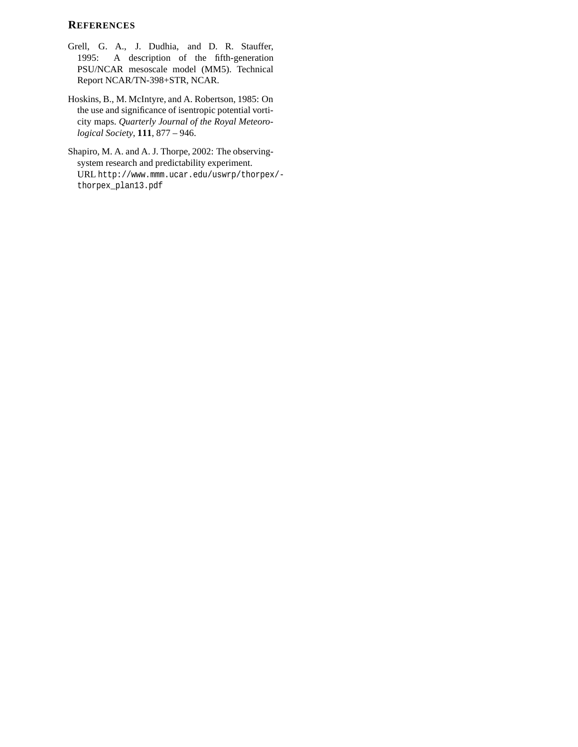## References

Grell, G. A., J. Dudhia, and D. R. Stauffer, 1995: A description of the fifth-generation PSU/NCAR mesoscale model (MM5). Technical Report NCAR/TN-398+STR, NCAR.

Hoskins, B., M. McIntyre, and A. Robertson, 1985: On the use and significance of isentropic potential vorticity maps. *Quarterly Journal of the Royal Meteorological Society*, **111**, 877 – 946.

Shapiro, M. A. and A. J. Thorpe, 2002: The observing-system research and predictability experiment. URL `http://www.mmm.ucar.edu/uswrp/thorpex/thorpex_plan13.pdf`